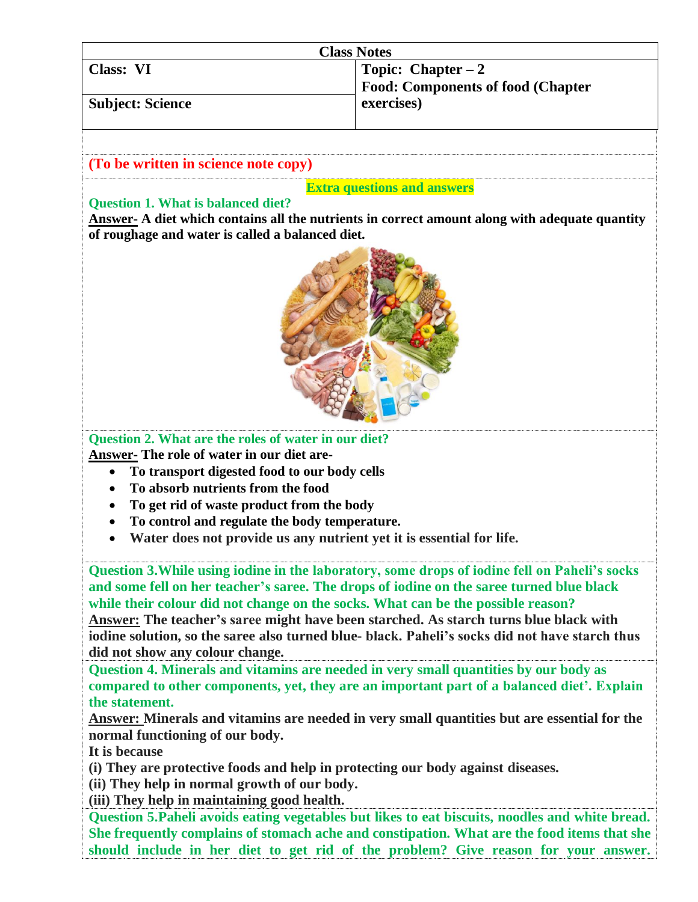| Class Notes | |
|---|---|
| **Class: VI** | **Topic: Chapter – 2**<br>**Food: Components of food (Chapter exercises)** |
| **Subject: Science** | |

**(To be written in science note copy)**

**Extra questions and answers**

**Question 1. What is balanced diet?**

**Answer- A diet which contains all the nutrients in correct amount along with adequate quantity of roughage and water is called a balanced diet.**

**Question 2. What are the roles of water in our diet?**

**Answer- The role of water in our diet are-**

- **To transport digested food to our body cells**
- **To absorb nutrients from the food**
- **To get rid of waste product from the body**
- **To control and regulate the body temperature.**
- **Water does not provide us any nutrient yet it is essential for life.**

**Question 3. While using iodine in the laboratory, some drops of iodine fell on Paheli's socks and some fell on her teacher's saree. The drops of iodine on the saree turned blue black while their colour did not change on the socks. What can be the possible reason?**

**Answer: The teacher's saree might have been starched. As starch turns blue black with iodine solution, so the saree also turned blue- black. Paheli's socks did not have starch thus did not show any colour change.**

**Question 4. Minerals and vitamins are needed in very small quantities by our body as compared to other components, yet, they are an important part of a balanced diet'. Explain the statement.**

**Answer: Minerals and vitamins are needed in very small quantities but are essential for the normal functioning of our body.**

**It is because**

**(i) They are protective foods and help in protecting our body against diseases.**

**(ii) They help in normal growth of our body.**

**(iii) They help in maintaining good health.**

**Question 5. Paheli avoids eating vegetables but likes to eat biscuits, noodles and white bread. She frequently complains of stomach ache and constipation. What are the food items that she should include in her diet to get rid of the problem? Give reason for your answer.**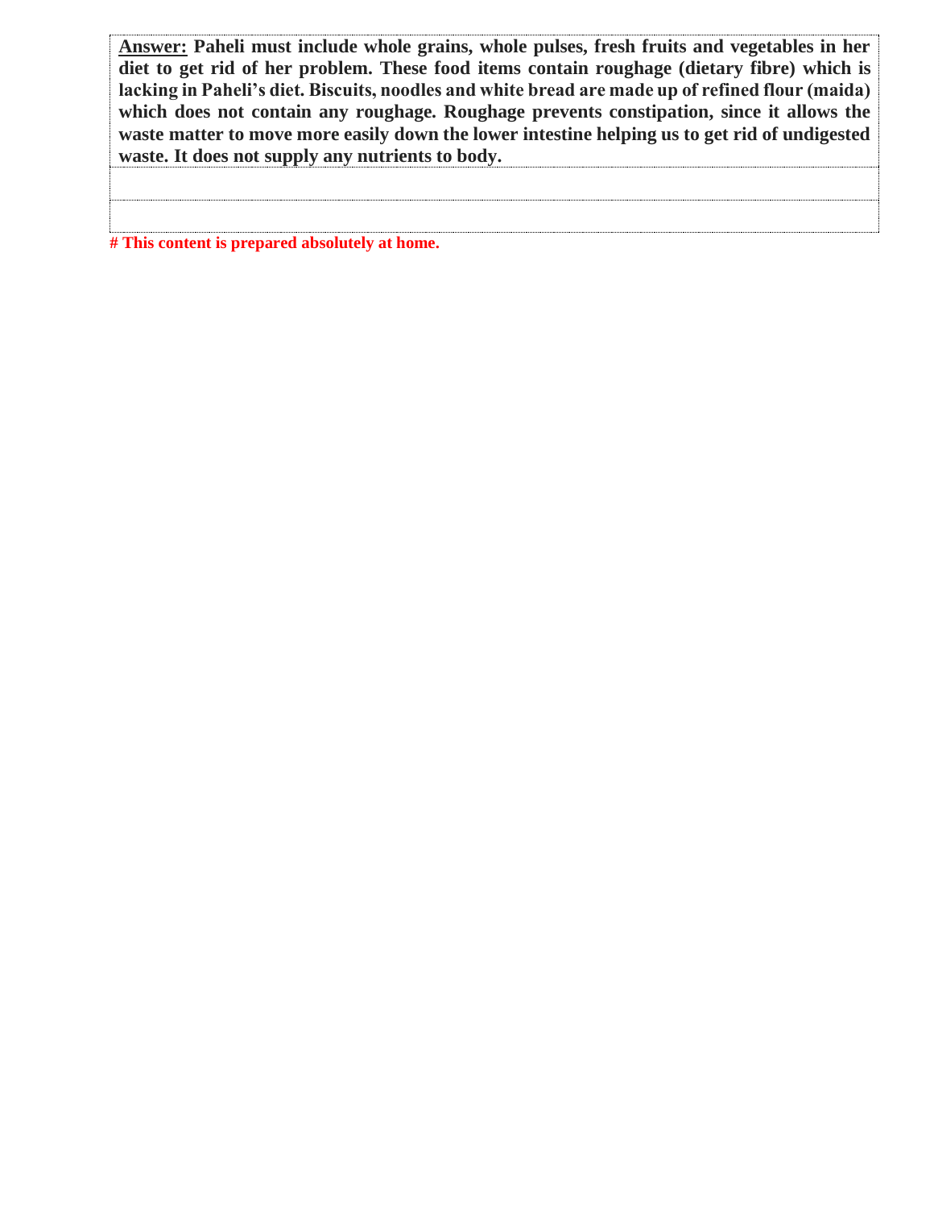**Answer:** **Paheli must include whole grains, whole pulses, fresh fruits and vegetables in her diet to get rid of her problem. These food items contain roughage (dietary fibre) which is lacking in Paheli's diet. Biscuits, noodles and white bread are made up of refined flour (maida) which does not contain any roughage. Roughage prevents constipation, since it allows the waste matter to move more easily down the lower intestine helping us to get rid of undigested waste. It does not supply any nutrients to body.**

**# This content is prepared absolutely at home.**